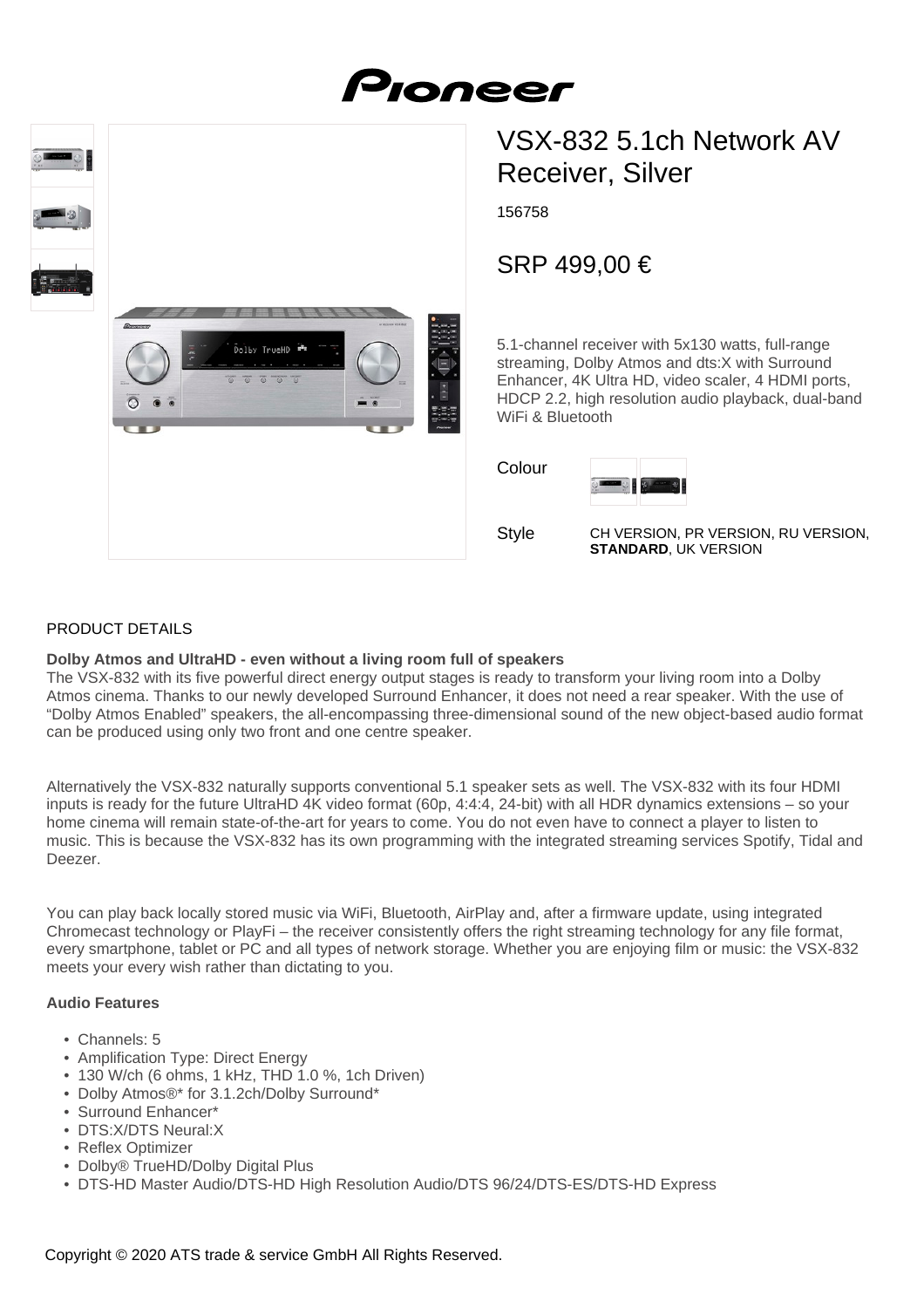# Pioneer

# VSX-832 5.1ch Network AV Receiver, Silver

156758

## SRP 499,00 €

5.1-channel receiver with 5x130 watts, full-range streaming, Dolby Atmos and dts:X with Surround Enhancer, 4K Ultra HD, video scaler, 4 HDMI ports, HDCP 2.2, high resolution audio playback, dual-band WiFi & Bluetooth

Colour

Style CH VERSION, PR VERSION, RU VERSION, **STANDARD**, UK VERSION

PRODUCT DETAILS

**Dolby Atmos and UltraHD - even without a living room full of speakers**
The VSX-832 with its five powerful direct energy output stages is ready to transform your living room into a Dolby Atmos cinema. Thanks to our newly developed Surround Enhancer, it does not need a rear speaker. With the use of "Dolby Atmos Enabled" speakers, the all-encompassing three-dimensional sound of the new object-based audio format can be produced using only two front and one centre speaker.

Alternatively the VSX-832 naturally supports conventional 5.1 speaker sets as well. The VSX-832 with its four HDMI inputs is ready for the future UltraHD 4K video format (60p, 4:4:4, 24-bit) with all HDR dynamics extensions – so your home cinema will remain state-of-the-art for years to come. You do not even have to connect a player to listen to music. This is because the VSX-832 has its own programming with the integrated streaming services Spotify, Tidal and Deezer.

You can play back locally stored music via WiFi, Bluetooth, AirPlay and, after a firmware update, using integrated Chromecast technology or PlayFi – the receiver consistently offers the right streaming technology for any file format, every smartphone, tablet or PC and all types of network storage. Whether you are enjoying film or music: the VSX-832 meets your every wish rather than dictating to you.

**Audio Features**

- Channels: 5
- Amplification Type: Direct Energy
- 130 W/ch (6 ohms, 1 kHz, THD 1.0 %, 1ch Driven)
- Dolby Atmos®* for 3.1.2ch/Dolby Surround*
- Surround Enhancer*
- DTS:X/DTS Neural:X
- Reflex Optimizer
- Dolby® TrueHD/Dolby Digital Plus
- DTS-HD Master Audio/DTS-HD High Resolution Audio/DTS 96/24/DTS-ES/DTS-HD Express

Copyright © 2020 ATS trade & service GmbH All Rights Reserved.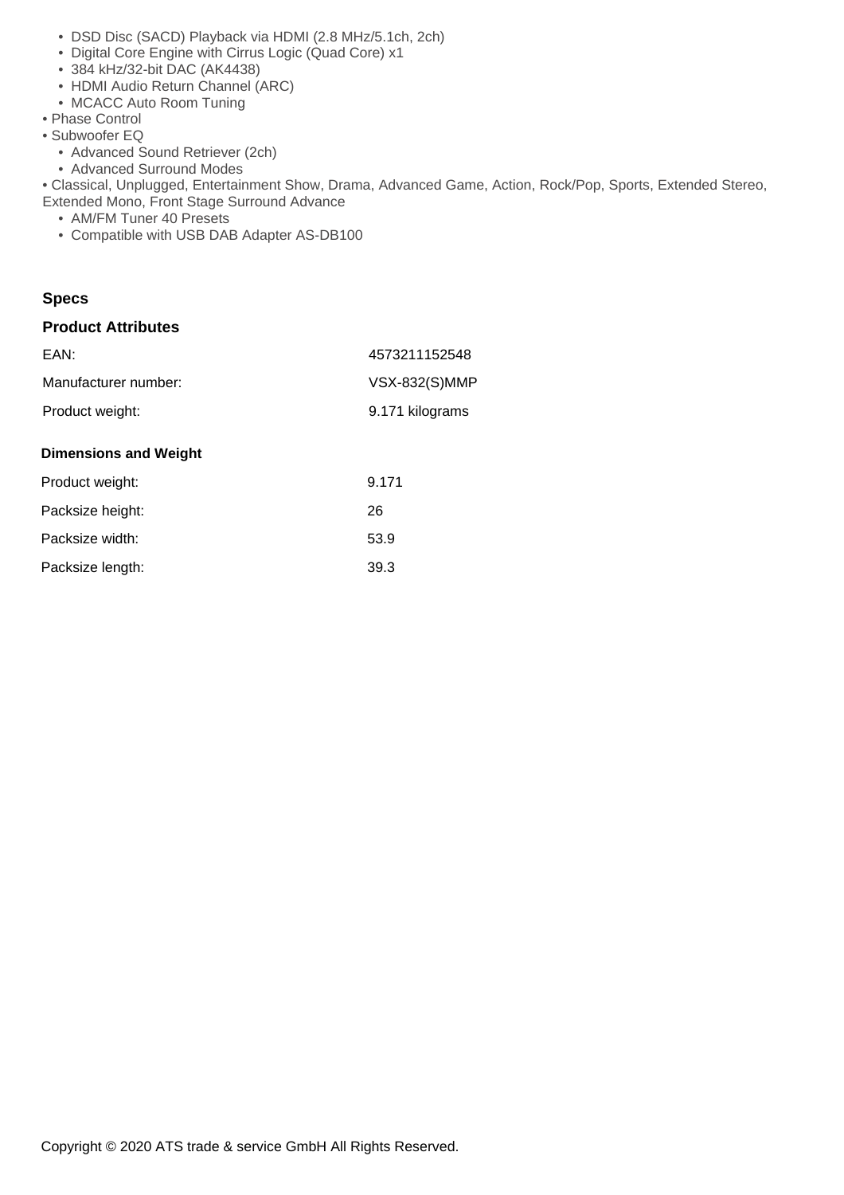- DSD Disc (SACD) Playback via HDMI (2.8 MHz/5.1ch, 2ch)
- Digital Core Engine with Cirrus Logic (Quad Core) x1
- 384 kHz/32-bit DAC (AK4438)
- HDMI Audio Return Channel (ARC)
- MCACC Auto Room Tuning

• Phase Control
• Subwoofer EQ

- Advanced Sound Retriever (2ch)
- Advanced Surround Modes

• Classical, Unplugged, Entertainment Show, Drama, Advanced Game, Action, Rock/Pop, Sports, Extended Stereo, Extended Mono, Front Stage Surround Advance

- AM/FM Tuner 40 Presets
- Compatible with USB DAB Adapter AS-DB100

## Specs

### Product Attributes

| | |
|---|---|
| EAN: | 4573211152548 |
| Manufacturer number: | VSX-832(S)MMP |
| Product weight: | 9.171 kilograms |

### Dimensions and Weight

| | |
|---|---|
| Product weight: | 9.171 |
| Packsize height: | 26 |
| Packsize width: | 53.9 |
| Packsize length: | 39.3 |

Copyright © 2020 ATS trade & service GmbH All Rights Reserved.